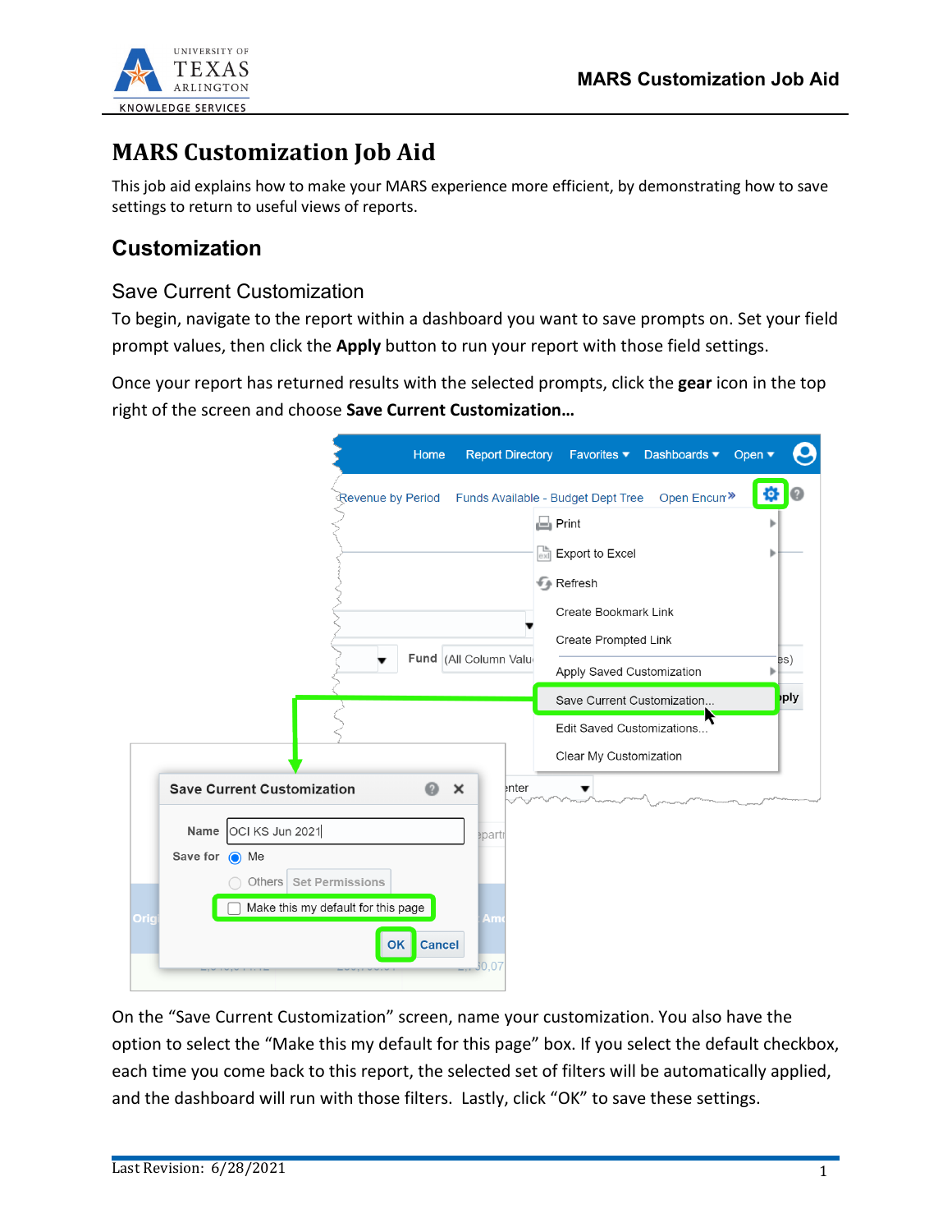# MARS Customization Job Aid

This job aid explains how to make your MARS experience more efficient, by demonstrating how to save settings to return to useful views of reports.

## Customization

### Save Current Customization

To begin, navigate to the report within a dashboard you want to save prompts on. Set your field prompt values, then click the **Apply** button to run your report with those field settings.

Once your report has returned results with the selected prompts, click the **gear** icon in the top right of the screen and choose **Save Current Customization…**

On the "Save Current Customization" screen, name your customization. You also have the option to select the "Make this my default for this page" box. If you select the default checkbox, each time you come back to this report, the selected set of filters will be automatically applied, and the dashboard will run with those filters. Lastly, click "OK" to save these settings.

Last Revision: 6/28/2021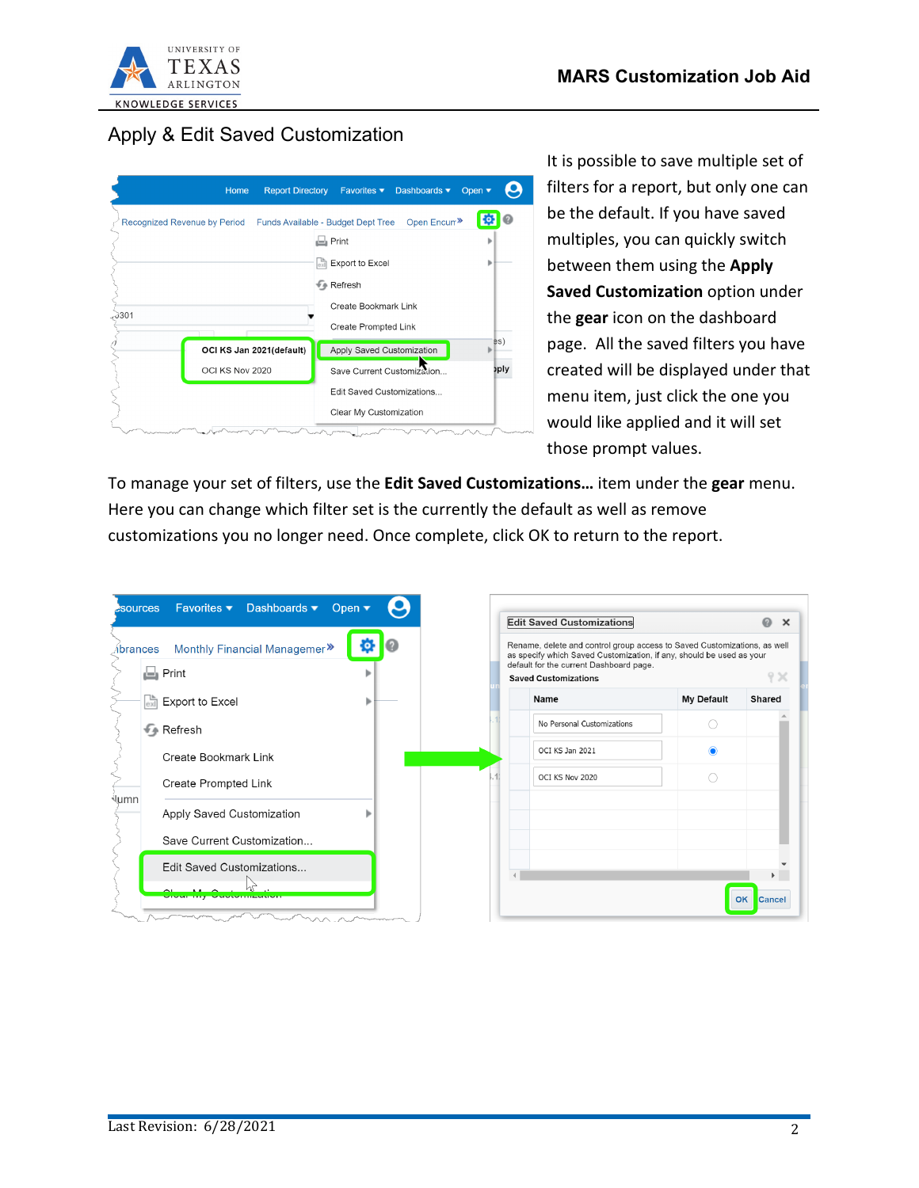## Apply & Edit Saved Customization

It is possible to save multiple set of filters for a report, but only one can be the default. If you have saved multiples, you can quickly switch between them using the **Apply Saved Customization** option under the **gear** icon on the dashboard page. All the saved filters you have created will be displayed under that menu item, just click the one you would like applied and it will set those prompt values.

To manage your set of filters, use the **Edit Saved Customizations…** item under the **gear** menu. Here you can change which filter set is the currently the default as well as remove customizations you no longer need. Once complete, click OK to return to the report.